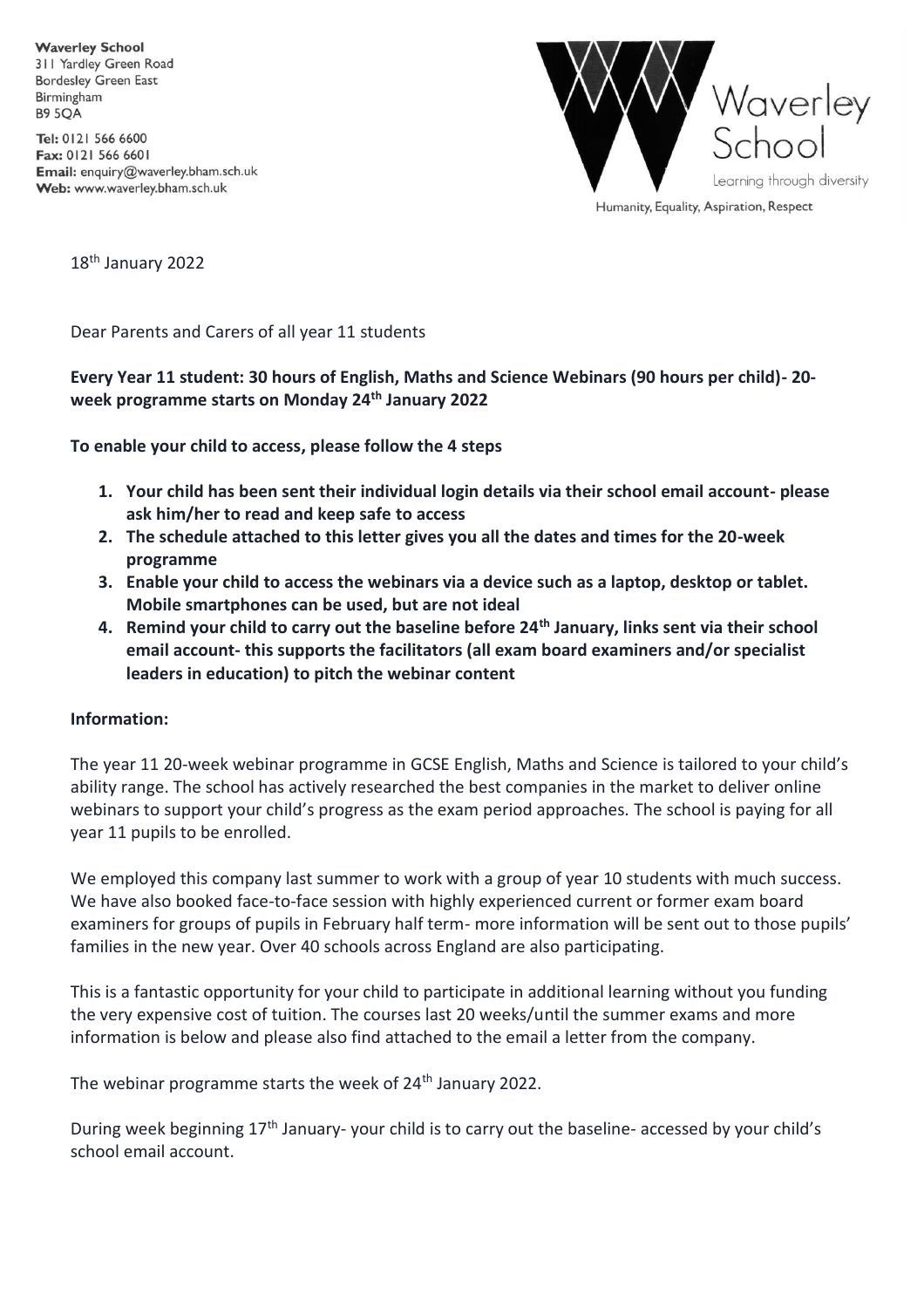**Waverley School**
311 Yardley Green Road
Bordesley Green East
Birmingham
B9 5QA

**Tel:** 0121 566 6600
**Fax:** 0121 566 6601
**Email:** enquiry@waverley.bham.sch.uk
**Web:** www.waverley.bham.sch.uk

Waverley School
Learning through diversity
Humanity, Equality, Aspiration, Respect

18th January 2022

Dear Parents and Carers of all year 11 students

**Every Year 11 student: 30 hours of English, Maths and Science Webinars (90 hours per child)- 20-week programme starts on Monday 24th January 2022**

**To enable your child to access, please follow the 4 steps**

1. **Your child has been sent their individual login details via their school email account- please ask him/her to read and keep safe to access**
2. **The schedule attached to this letter gives you all the dates and times for the 20-week programme**
3. **Enable your child to access the webinars via a device such as a laptop, desktop or tablet. Mobile smartphones can be used, but are not ideal**
4. **Remind your child to carry out the baseline before 24th January, links sent via their school email account- this supports the facilitators (all exam board examiners and/or specialist leaders in education) to pitch the webinar content**

**Information:**

The year 11 20-week webinar programme in GCSE English, Maths and Science is tailored to your child's ability range. The school has actively researched the best companies in the market to deliver online webinars to support your child's progress as the exam period approaches. The school is paying for all year 11 pupils to be enrolled.

We employed this company last summer to work with a group of year 10 students with much success. We have also booked face-to-face session with highly experienced current or former exam board examiners for groups of pupils in February half term- more information will be sent out to those pupils' families in the new year. Over 40 schools across England are also participating.

This is a fantastic opportunity for your child to participate in additional learning without you funding the very expensive cost of tuition. The courses last 20 weeks/until the summer exams and more information is below and please also find attached to the email a letter from the company.

The webinar programme starts the week of 24th January 2022.

During week beginning 17th January- your child is to carry out the baseline- accessed by your child's school email account.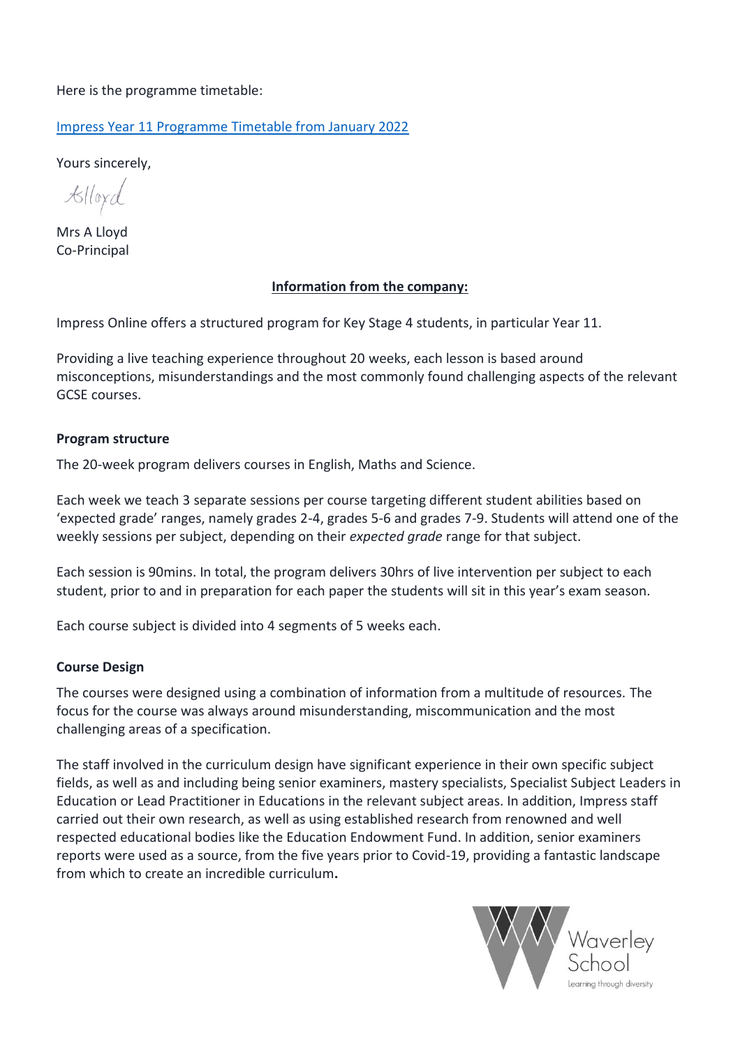Here is the programme timetable:

[Impress Year 11 Programme Timetable from January 2022]

Yours sincerely,

Mrs A Lloyd
Co-Principal

**Information from the company:**

Impress Online offers a structured program for Key Stage 4 students, in particular Year 11.

Providing a live teaching experience throughout 20 weeks, each lesson is based around misconceptions, misunderstandings and the most commonly found challenging aspects of the relevant GCSE courses.

**Program structure**

The 20-week program delivers courses in English, Maths and Science.

Each week we teach 3 separate sessions per course targeting different student abilities based on 'expected grade' ranges, namely grades 2-4, grades 5-6 and grades 7-9. Students will attend one of the weekly sessions per subject, depending on their *expected grade* range for that subject.

Each session is 90mins. In total, the program delivers 30hrs of live intervention per subject to each student, prior to and in preparation for each paper the students will sit in this year's exam season.

Each course subject is divided into 4 segments of 5 weeks each.

**Course Design**

The courses were designed using a combination of information from a multitude of resources. The focus for the course was always around misunderstanding, miscommunication and the most challenging areas of a specification.

The staff involved in the curriculum design have significant experience in their own specific subject fields, as well as and including being senior examiners, mastery specialists, Specialist Subject Leaders in Education or Lead Practitioner in Educations in the relevant subject areas. In addition, Impress staff carried out their own research, as well as using established research from renowned and well respected educational bodies like the Education Endowment Fund. In addition, senior examiners reports were used as a source, from the five years prior to Covid-19, providing a fantastic landscape from which to create an incredible curriculum**.**

Waverley School
Learning through diversity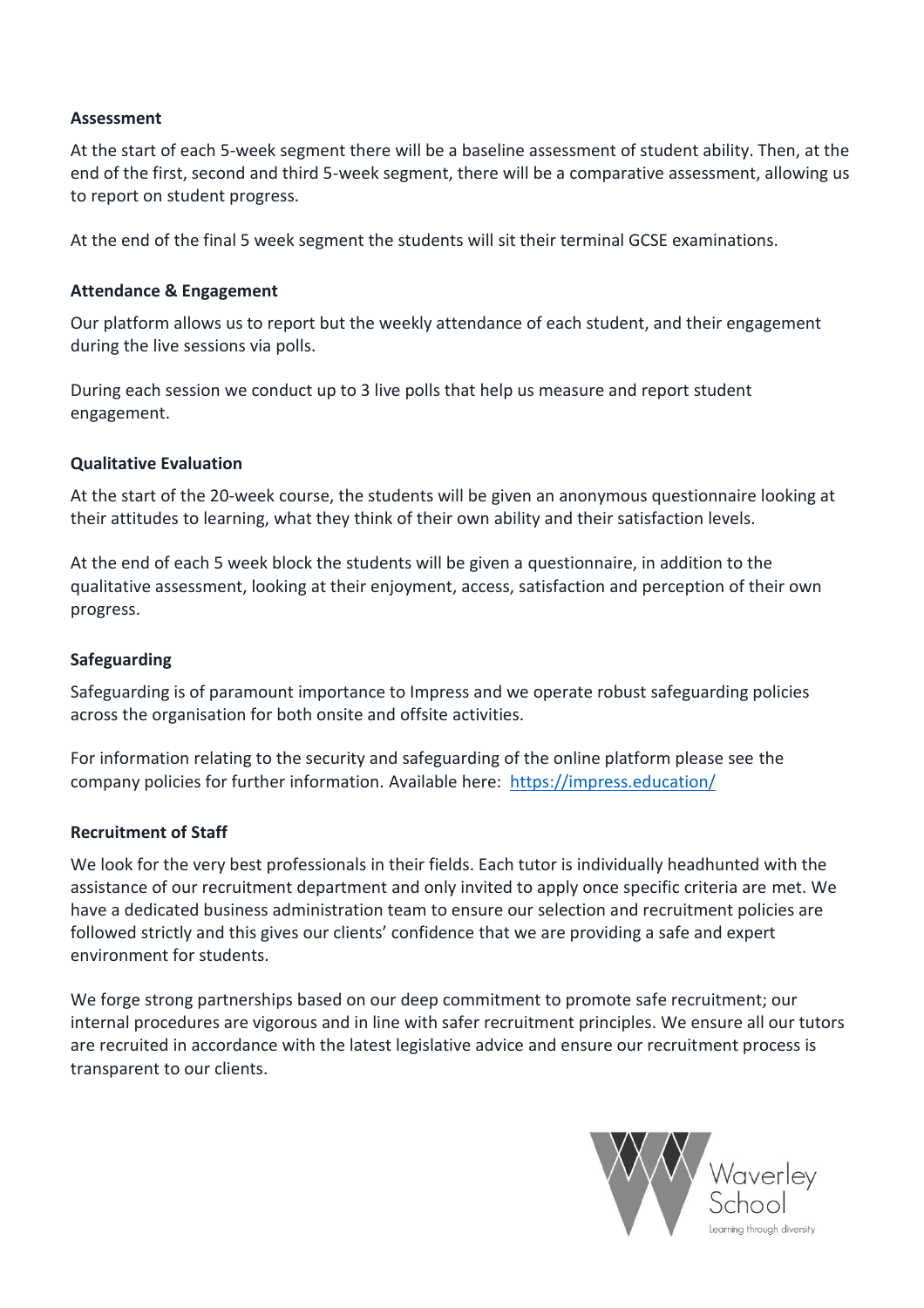**Assessment**

At the start of each 5-week segment there will be a baseline assessment of student ability. Then, at the end of the first, second and third 5-week segment, there will be a comparative assessment, allowing us to report on student progress.

At the end of the final 5 week segment the students will sit their terminal GCSE examinations.

**Attendance & Engagement**

Our platform allows us to report but the weekly attendance of each student, and their engagement during the live sessions via polls.

During each session we conduct up to 3 live polls that help us measure and report student engagement.

**Qualitative Evaluation**

At the start of the 20-week course, the students will be given an anonymous questionnaire looking at their attitudes to learning, what they think of their own ability and their satisfaction levels.

At the end of each 5 week block the students will be given a questionnaire, in addition to the qualitative assessment, looking at their enjoyment, access, satisfaction and perception of their own progress.

**Safeguarding**

Safeguarding is of paramount importance to Impress and we operate robust safeguarding policies across the organisation for both onsite and offsite activities.

For information relating to the security and safeguarding of the online platform please see the company policies for further information. Available here: [https://impress.education/](https://impress.education/)

**Recruitment of Staff**

We look for the very best professionals in their fields. Each tutor is individually headhunted with the assistance of our recruitment department and only invited to apply once specific criteria are met. We have a dedicated business administration team to ensure our selection and recruitment policies are followed strictly and this gives our clients' confidence that we are providing a safe and expert environment for students.

We forge strong partnerships based on our deep commitment to promote safe recruitment; our internal procedures are vigorous and in line with safer recruitment principles. We ensure all our tutors are recruited in accordance with the latest legislative advice and ensure our recruitment process is transparent to our clients.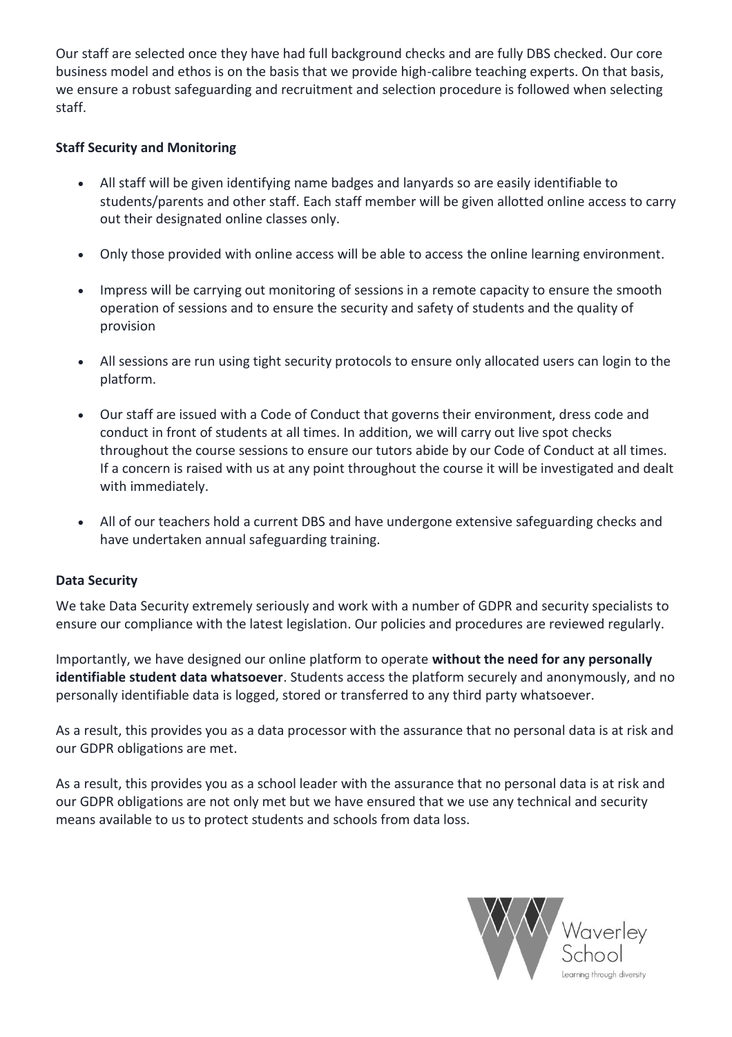Our staff are selected once they have had full background checks and are fully DBS checked. Our core business model and ethos is on the basis that we provide high-calibre teaching experts. On that basis, we ensure a robust safeguarding and recruitment and selection procedure is followed when selecting staff.

**Staff Security and Monitoring**

- All staff will be given identifying name badges and lanyards so are easily identifiable to students/parents and other staff. Each staff member will be given allotted online access to carry out their designated online classes only.
- Only those provided with online access will be able to access the online learning environment.
- Impress will be carrying out monitoring of sessions in a remote capacity to ensure the smooth operation of sessions and to ensure the security and safety of students and the quality of provision
- All sessions are run using tight security protocols to ensure only allocated users can login to the platform.
- Our staff are issued with a Code of Conduct that governs their environment, dress code and conduct in front of students at all times. In addition, we will carry out live spot checks throughout the course sessions to ensure our tutors abide by our Code of Conduct at all times. If a concern is raised with us at any point throughout the course it will be investigated and dealt with immediately.
- All of our teachers hold a current DBS and have undergone extensive safeguarding checks and have undertaken annual safeguarding training.

**Data Security**

We take Data Security extremely seriously and work with a number of GDPR and security specialists to ensure our compliance with the latest legislation. Our policies and procedures are reviewed regularly.

Importantly, we have designed our online platform to operate **without the need for any personally identifiable student data whatsoever**. Students access the platform securely and anonymously, and no personally identifiable data is logged, stored or transferred to any third party whatsoever.

As a result, this provides you as a data processor with the assurance that no personal data is at risk and our GDPR obligations are met.

As a result, this provides you as a school leader with the assurance that no personal data is at risk and our GDPR obligations are not only met but we have ensured that we use any technical and security means available to us to protect students and schools from data loss.

Waverley School
Learning through diversity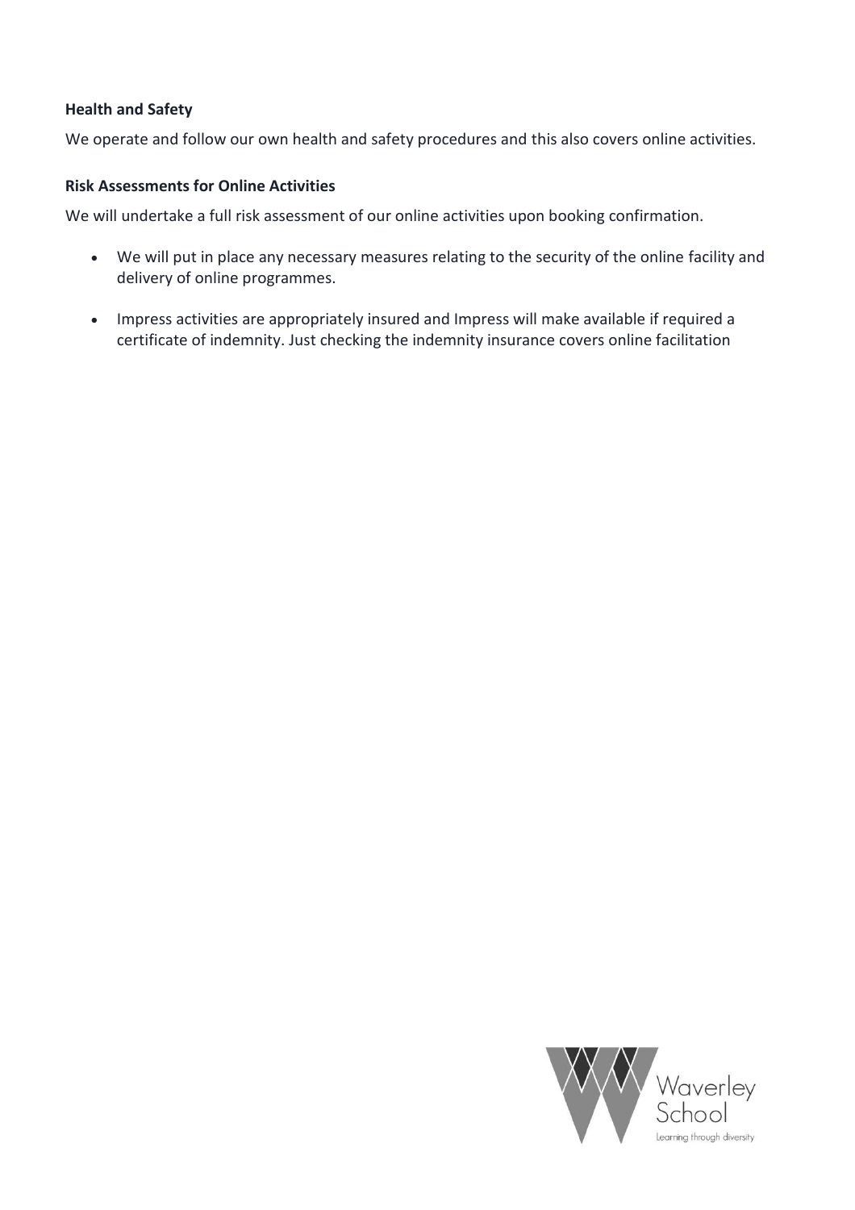**Health and Safety**

We operate and follow our own health and safety procedures and this also covers online activities.

**Risk Assessments for Online Activities**

We will undertake a full risk assessment of our online activities upon booking confirmation.

- We will put in place any necessary measures relating to the security of the online facility and delivery of online programmes.
- Impress activities are appropriately insured and Impress will make available if required a certificate of indemnity. Just checking the indemnity insurance covers online facilitation